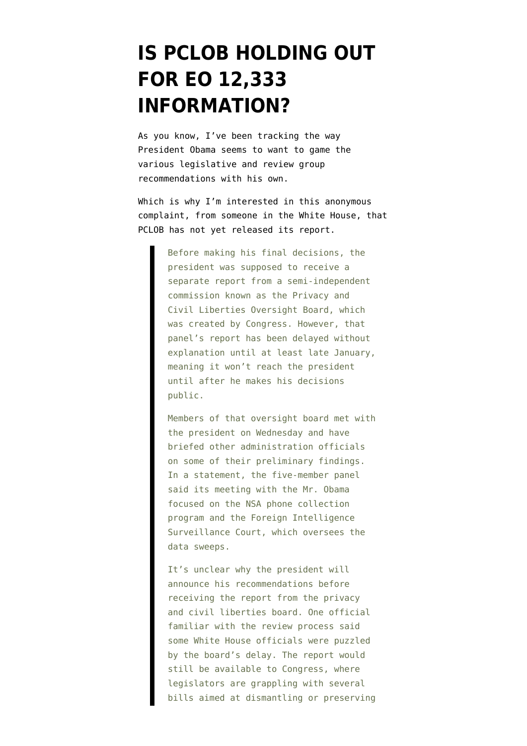# IS PCLOB HOLDING OUT FOR EO 12,333 INFORMATION?

As you know, I've been tracking the way President Obama seems to want to game the various legislative and review group recommendations with his own.

Which is why I'm interested in this anonymous complaint, from someone in the White House, that PCLOB has not yet released its report.

> Before making his final decisions, the president was supposed to receive a separate report from a semi-independent commission known as the Privacy and Civil Liberties Oversight Board, which was created by Congress. However, that panel's report has been delayed without explanation until at least late January, meaning it won't reach the president until after he makes his decisions public.
>
> Members of that oversight board met with the president on Wednesday and have briefed other administration officials on some of their preliminary findings. In a statement, the five-member panel said its meeting with the Mr. Obama focused on the NSA phone collection program and the Foreign Intelligence Surveillance Court, which oversees the data sweeps.
>
> It's unclear why the president will announce his recommendations before receiving the report from the privacy and civil liberties board. One official familiar with the review process said some White House officials were puzzled by the board's delay. The report would still be available to Congress, where legislators are grappling with several bills aimed at dismantling or preserving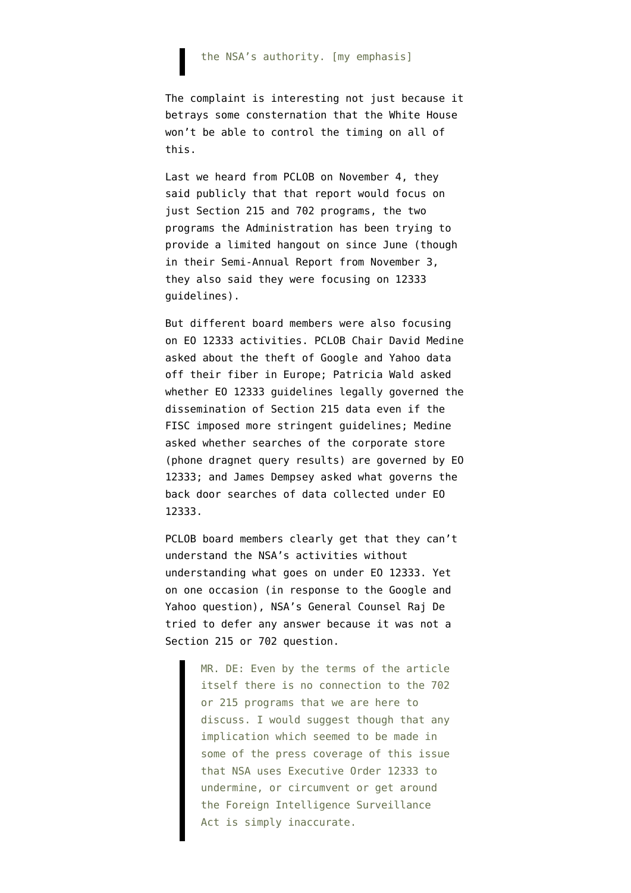> the NSA's authority. [my emphasis]

The complaint is interesting not just because it betrays some consternation that the White House won't be able to control the timing on all of this.

Last we heard from PCLOB on November 4, they said publicly that that report would focus on just Section 215 and 702 programs, the two programs the Administration has been trying to provide a limited hangout on since June (though in their Semi-Annual Report from November 3, they also said they were focusing on 12333 guidelines).

But different board members were also focusing on EO 12333 activities. PCLOB Chair David Medine asked about the theft of Google and Yahoo data off their fiber in Europe; Patricia Wald asked whether EO 12333 guidelines legally governed the dissemination of Section 215 data even if the FISC imposed more stringent guidelines; Medine asked whether searches of the corporate store (phone dragnet query results) are governed by EO 12333; and James Dempsey asked what governs the back door searches of data collected under EO 12333.

PCLOB board members clearly get that they can't understand the NSA's activities without understanding what goes on under EO 12333. Yet on one occasion (in response to the Google and Yahoo question), NSA's General Counsel Raj De tried to defer any answer because it was not a Section 215 or 702 question.

> MR. DE: Even by the terms of the article itself there is no connection to the 702 or 215 programs that we are here to discuss. I would suggest though that any implication which seemed to be made in some of the press coverage of this issue that NSA uses Executive Order 12333 to undermine, or circumvent or get around the Foreign Intelligence Surveillance Act is simply inaccurate.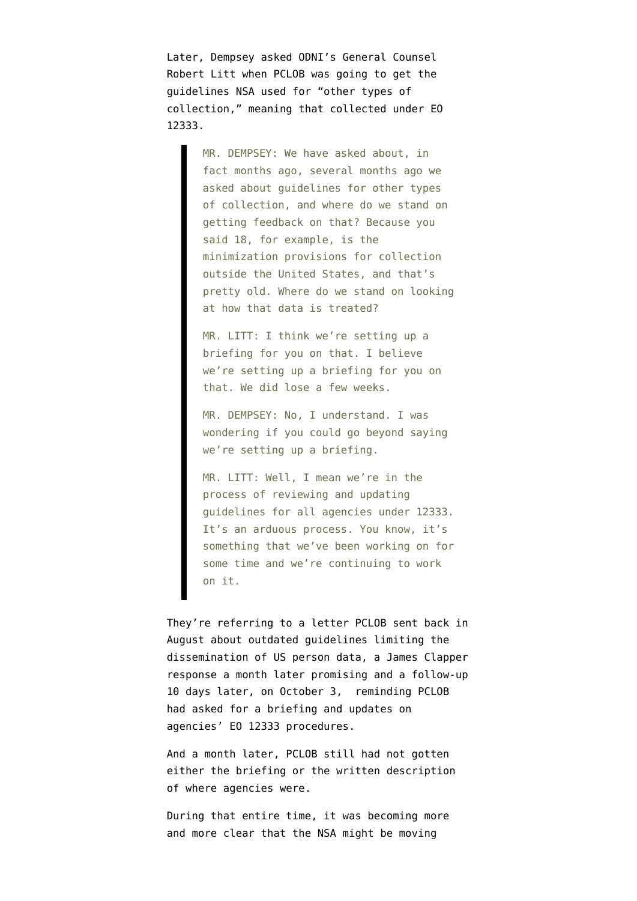Later, Dempsey asked ODNI's General Counsel Robert Litt when PCLOB was going to get the guidelines NSA used for "other types of collection," meaning that collected under EO 12333.

> MR. DEMPSEY: We have asked about, in fact months ago, several months ago we asked about guidelines for other types of collection, and where do we stand on getting feedback on that? Because you said 18, for example, is the minimization provisions for collection outside the United States, and that's pretty old. Where do we stand on looking at how that data is treated?
>
> MR. LITT: I think we're setting up a briefing for you on that. I believe we're setting up a briefing for you on that. We did lose a few weeks.
>
> MR. DEMPSEY: No, I understand. I was wondering if you could go beyond saying we're setting up a briefing.
>
> MR. LITT: Well, I mean we're in the process of reviewing and updating guidelines for all agencies under 12333. It's an arduous process. You know, it's something that we've been working on for some time and we're continuing to work on it.

They're referring to a letter PCLOB sent back in August about outdated guidelines limiting the dissemination of US person data, a James Clapper response a month later promising and a follow-up 10 days later, on October 3, reminding PCLOB had asked for a briefing and updates on agencies' EO 12333 procedures.

And a month later, PCLOB still had not gotten either the briefing or the written description of where agencies were.

During that entire time, it was becoming more and more clear that the NSA might be moving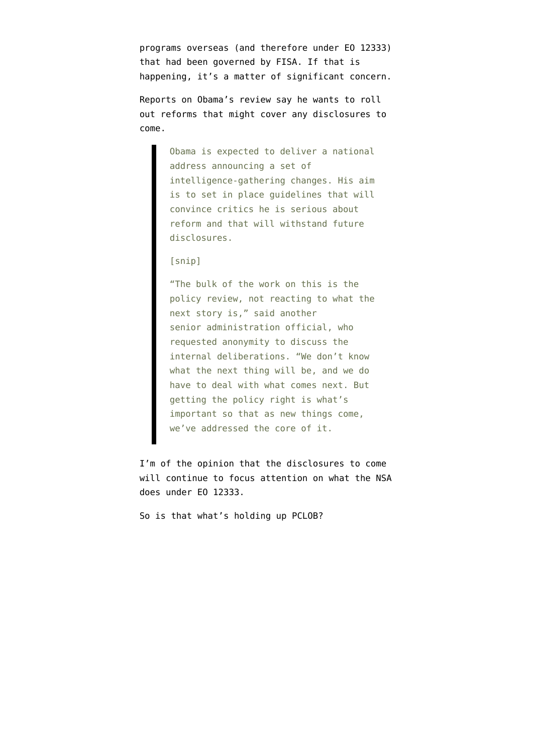programs overseas (and therefore under EO 12333) that had been governed by FISA. If that is happening, it's a matter of significant concern.

Reports on Obama's review say he wants to roll out reforms that might cover any disclosures to come.

> Obama is expected to deliver a national address announcing a set of intelligence-gathering changes. His aim is to set in place guidelines that will convince critics he is serious about reform and that will withstand future disclosures.
>
> [snip]
>
> "The bulk of the work on this is the policy review, not reacting to what the next story is," said another senior administration official, who requested anonymity to discuss the internal deliberations. "We don't know what the next thing will be, and we do have to deal with what comes next. But getting the policy right is what's important so that as new things come, we've addressed the core of it.

I'm of the opinion that the disclosures to come will continue to focus attention on what the NSA does under EO 12333.

So is that what's holding up PCLOB?